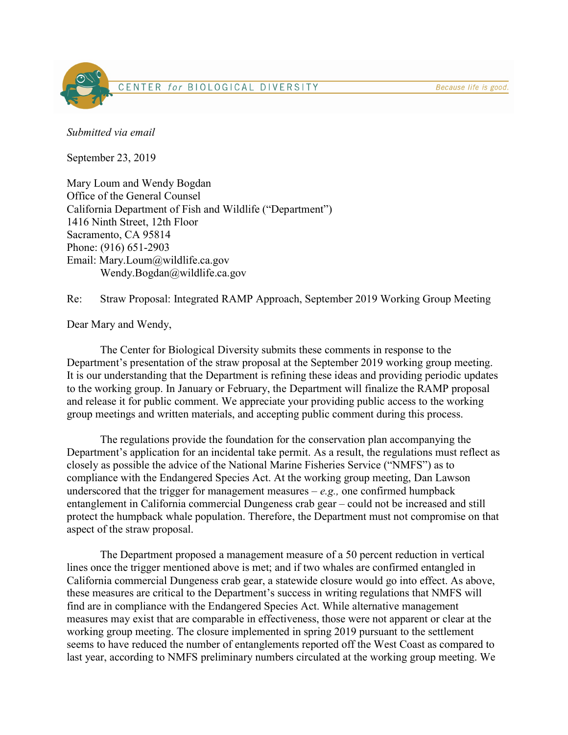CENTER *for* BIOLOGICAL DIVERSITY *Because life is good.*

*Submitted via email*

September 23, 2019

Mary Loum and Wendy Bogdan
Office of the General Counsel
California Department of Fish and Wildlife ("Department")
1416 Ninth Street, 12th Floor
Sacramento, CA 95814
Phone: (916) 651-2903
Email: Mary.Loum@wildlife.ca.gov
Wendy.Bogdan@wildlife.ca.gov

Re: Straw Proposal: Integrated RAMP Approach, September 2019 Working Group Meeting

Dear Mary and Wendy,

The Center for Biological Diversity submits these comments in response to the Department's presentation of the straw proposal at the September 2019 working group meeting. It is our understanding that the Department is refining these ideas and providing periodic updates to the working group. In January or February, the Department will finalize the RAMP proposal and release it for public comment. We appreciate your providing public access to the working group meetings and written materials, and accepting public comment during this process.

The regulations provide the foundation for the conservation plan accompanying the Department's application for an incidental take permit. As a result, the regulations must reflect as closely as possible the advice of the National Marine Fisheries Service ("NMFS") as to compliance with the Endangered Species Act. At the working group meeting, Dan Lawson underscored that the trigger for management measures – *e.g.,* one confirmed humpback entanglement in California commercial Dungeness crab gear – could not be increased and still protect the humpback whale population. Therefore, the Department must not compromise on that aspect of the straw proposal.

The Department proposed a management measure of a 50 percent reduction in vertical lines once the trigger mentioned above is met; and if two whales are confirmed entangled in California commercial Dungeness crab gear, a statewide closure would go into effect. As above, these measures are critical to the Department's success in writing regulations that NMFS will find are in compliance with the Endangered Species Act. While alternative management measures may exist that are comparable in effectiveness, those were not apparent or clear at the working group meeting. The closure implemented in spring 2019 pursuant to the settlement seems to have reduced the number of entanglements reported off the West Coast as compared to last year, according to NMFS preliminary numbers circulated at the working group meeting. We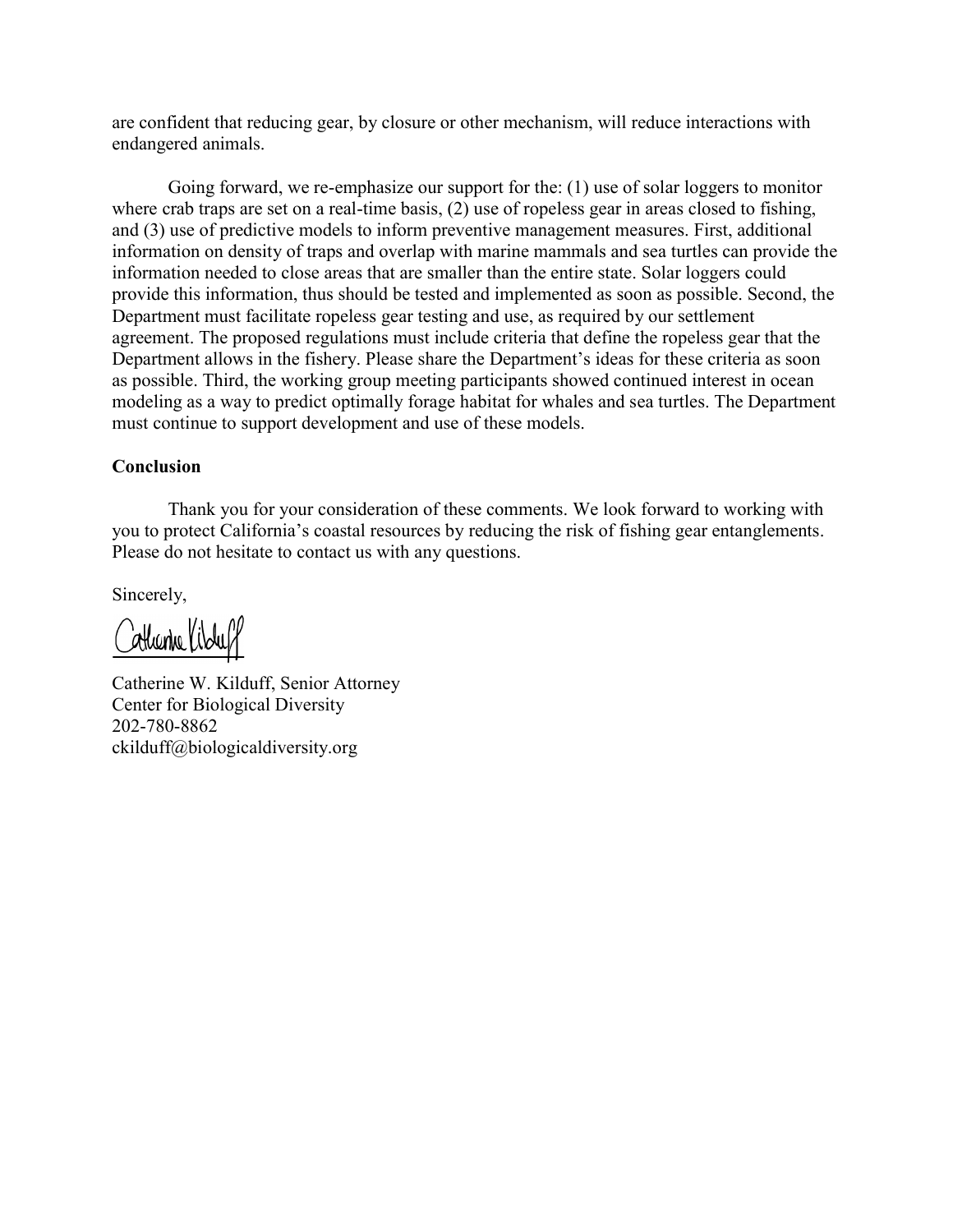are confident that reducing gear, by closure or other mechanism, will reduce interactions with endangered animals.

Going forward, we re-emphasize our support for the: (1) use of solar loggers to monitor where crab traps are set on a real-time basis, (2) use of ropeless gear in areas closed to fishing, and (3) use of predictive models to inform preventive management measures. First, additional information on density of traps and overlap with marine mammals and sea turtles can provide the information needed to close areas that are smaller than the entire state. Solar loggers could provide this information, thus should be tested and implemented as soon as possible. Second, the Department must facilitate ropeless gear testing and use, as required by our settlement agreement. The proposed regulations must include criteria that define the ropeless gear that the Department allows in the fishery. Please share the Department's ideas for these criteria as soon as possible. Third, the working group meeting participants showed continued interest in ocean modeling as a way to predict optimally forage habitat for whales and sea turtles. The Department must continue to support development and use of these models.

**Conclusion**

Thank you for your consideration of these comments. We look forward to working with you to protect California's coastal resources by reducing the risk of fishing gear entanglements. Please do not hesitate to contact us with any questions.

Sincerely,

Catherine Kilduff

Catherine W. Kilduff, Senior Attorney
Center for Biological Diversity
202-780-8862
ckilduff@biologicaldiversity.org